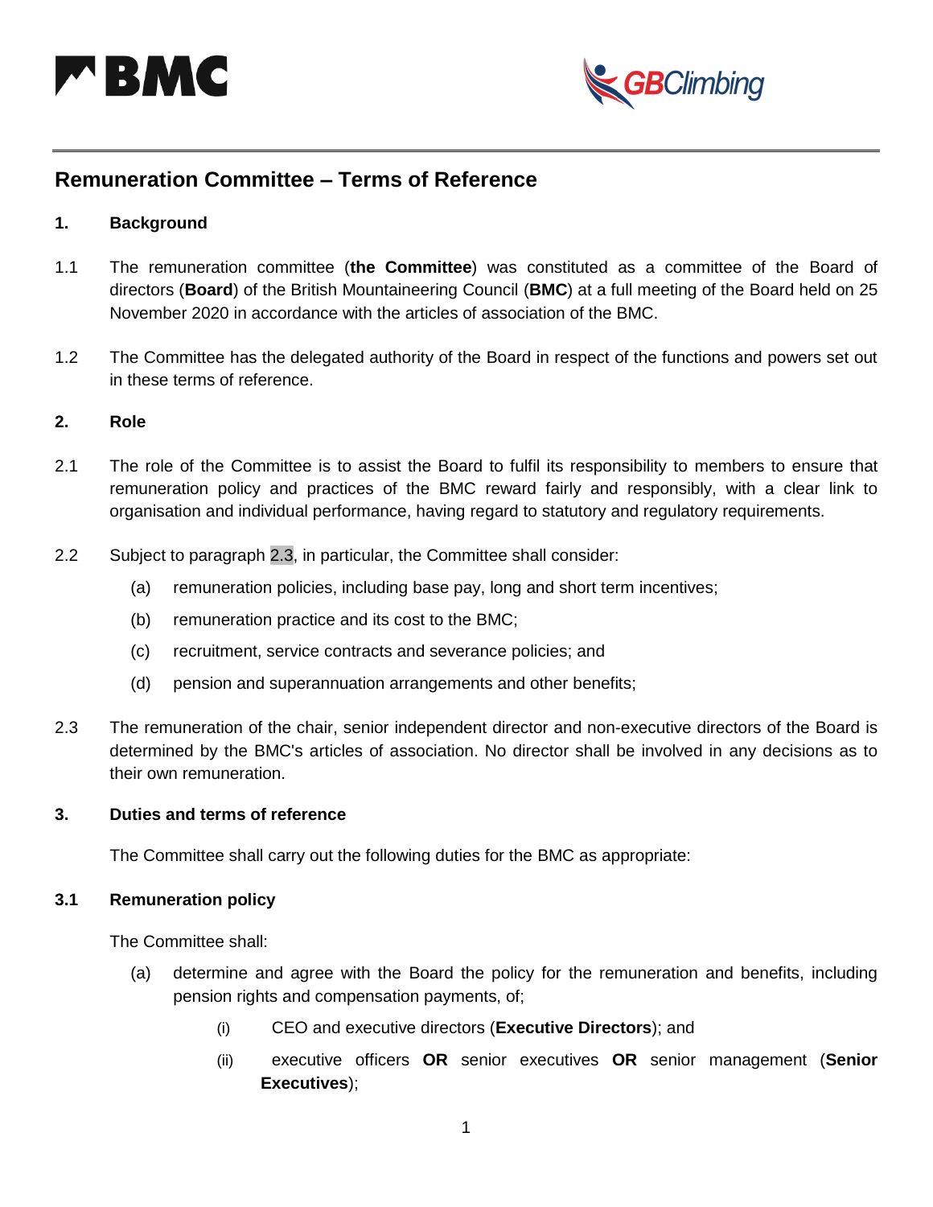# Remuneration Committee – Terms of Reference

## 1. Background

1.1 The remuneration committee (**the Committee**) was constituted as a committee of the Board of directors (**Board**) of the British Mountaineering Council (**BMC**) at a full meeting of the Board held on 25 November 2020 in accordance with the articles of association of the BMC.

1.2 The Committee has the delegated authority of the Board in respect of the functions and powers set out in these terms of reference.

## 2. Role

2.1 The role of the Committee is to assist the Board to fulfil its responsibility to members to ensure that remuneration policy and practices of the BMC reward fairly and responsibly, with a clear link to organisation and individual performance, having regard to statutory and regulatory requirements.

2.2 Subject to paragraph 2.3, in particular, the Committee shall consider:

- (a) remuneration policies, including base pay, long and short term incentives;
- (b) remuneration practice and its cost to the BMC;
- (c) recruitment, service contracts and severance policies; and
- (d) pension and superannuation arrangements and other benefits;

2.3 The remuneration of the chair, senior independent director and non-executive directors of the Board is determined by the BMC's articles of association. No director shall be involved in any decisions as to their own remuneration.

## 3. Duties and terms of reference

The Committee shall carry out the following duties for the BMC as appropriate:

### 3.1 Remuneration policy

The Committee shall:

- (a) determine and agree with the Board the policy for the remuneration and benefits, including pension rights and compensation payments, of;
  - (i) CEO and executive directors (**Executive Directors**); and
  - (ii) executive officers **OR** senior executives **OR** senior management (**Senior Executives**);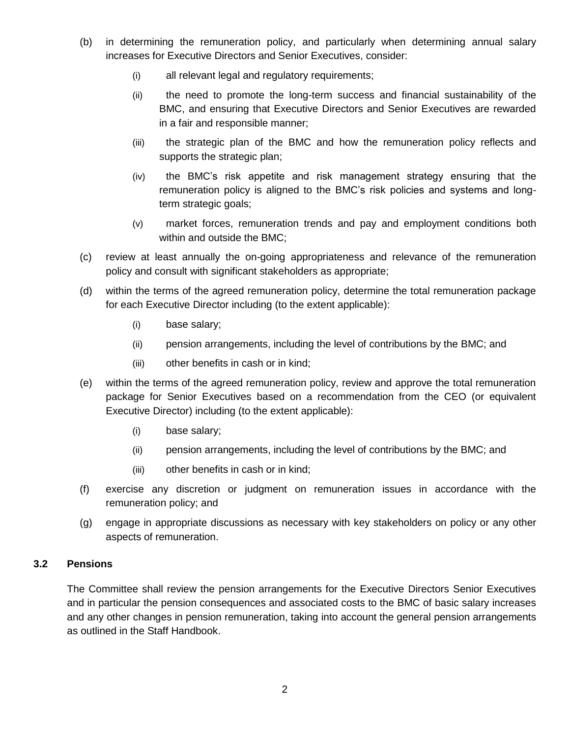(b) in determining the remuneration policy, and particularly when determining annual salary increases for Executive Directors and Senior Executives, consider:

   (i) all relevant legal and regulatory requirements;

   (ii) the need to promote the long-term success and financial sustainability of the BMC, and ensuring that Executive Directors and Senior Executives are rewarded in a fair and responsible manner;

   (iii) the strategic plan of the BMC and how the remuneration policy reflects and supports the strategic plan;

   (iv) the BMC's risk appetite and risk management strategy ensuring that the remuneration policy is aligned to the BMC's risk policies and systems and long-term strategic goals;

   (v) market forces, remuneration trends and pay and employment conditions both within and outside the BMC;

(c) review at least annually the on-going appropriateness and relevance of the remuneration policy and consult with significant stakeholders as appropriate;

(d) within the terms of the agreed remuneration policy, determine the total remuneration package for each Executive Director including (to the extent applicable):

   (i) base salary;

   (ii) pension arrangements, including the level of contributions by the BMC; and

   (iii) other benefits in cash or in kind;

(e) within the terms of the agreed remuneration policy, review and approve the total remuneration package for Senior Executives based on a recommendation from the CEO (or equivalent Executive Director) including (to the extent applicable):

   (i) base salary;

   (ii) pension arrangements, including the level of contributions by the BMC; and

   (iii) other benefits in cash or in kind;

(f) exercise any discretion or judgment on remuneration issues in accordance with the remuneration policy; and

(g) engage in appropriate discussions as necessary with key stakeholders on policy or any other aspects of remuneration.

### 3.2 Pensions

The Committee shall review the pension arrangements for the Executive Directors Senior Executives and in particular the pension consequences and associated costs to the BMC of basic salary increases and any other changes in pension remuneration, taking into account the general pension arrangements as outlined in the Staff Handbook.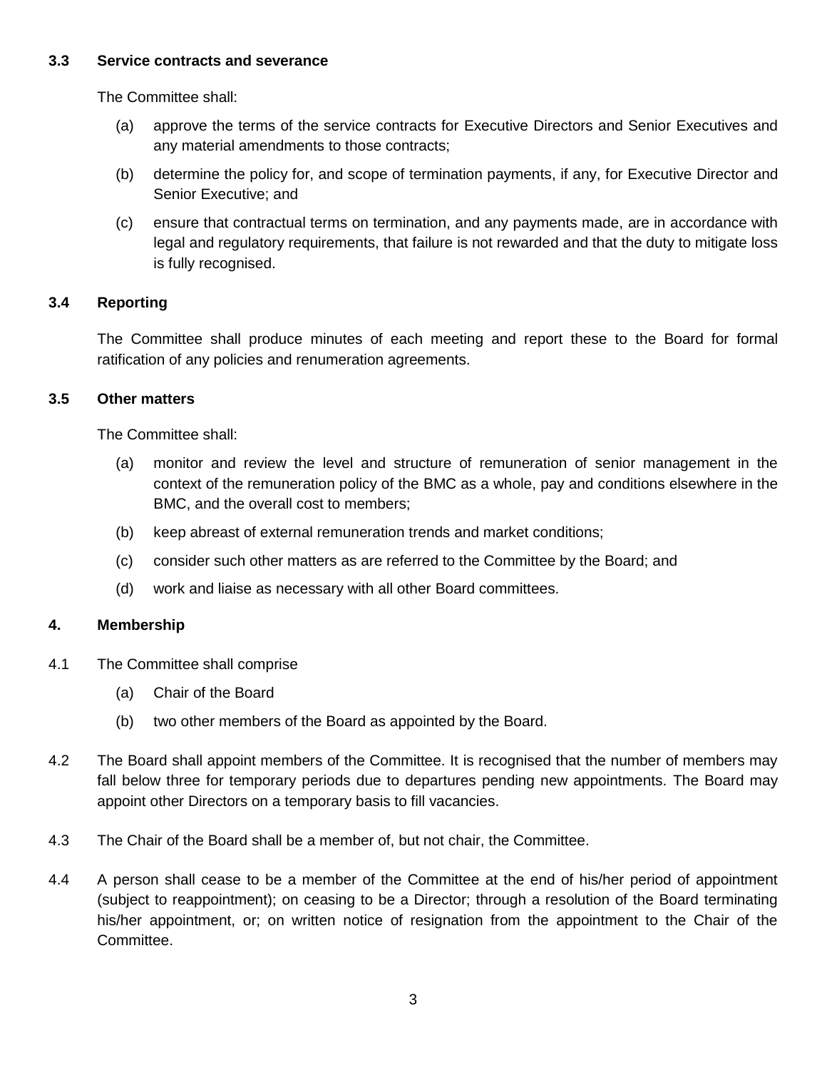### 3.3 Service contracts and severance

The Committee shall:

(a) approve the terms of the service contracts for Executive Directors and Senior Executives and any material amendments to those contracts;

(b) determine the policy for, and scope of termination payments, if any, for Executive Director and Senior Executive; and

(c) ensure that contractual terms on termination, and any payments made, are in accordance with legal and regulatory requirements, that failure is not rewarded and that the duty to mitigate loss is fully recognised.

### 3.4 Reporting

The Committee shall produce minutes of each meeting and report these to the Board for formal ratification of any policies and renumeration agreements.

### 3.5 Other matters

The Committee shall:

(a) monitor and review the level and structure of remuneration of senior management in the context of the remuneration policy of the BMC as a whole, pay and conditions elsewhere in the BMC, and the overall cost to members;

(b) keep abreast of external remuneration trends and market conditions;

(c) consider such other matters as are referred to the Committee by the Board; and

(d) work and liaise as necessary with all other Board committees.

## 4. Membership

4.1 The Committee shall comprise

(a) Chair of the Board

(b) two other members of the Board as appointed by the Board.

4.2 The Board shall appoint members of the Committee. It is recognised that the number of members may fall below three for temporary periods due to departures pending new appointments. The Board may appoint other Directors on a temporary basis to fill vacancies.

4.3 The Chair of the Board shall be a member of, but not chair, the Committee.

4.4 A person shall cease to be a member of the Committee at the end of his/her period of appointment (subject to reappointment); on ceasing to be a Director; through a resolution of the Board terminating his/her appointment, or; on written notice of resignation from the appointment to the Chair of the Committee.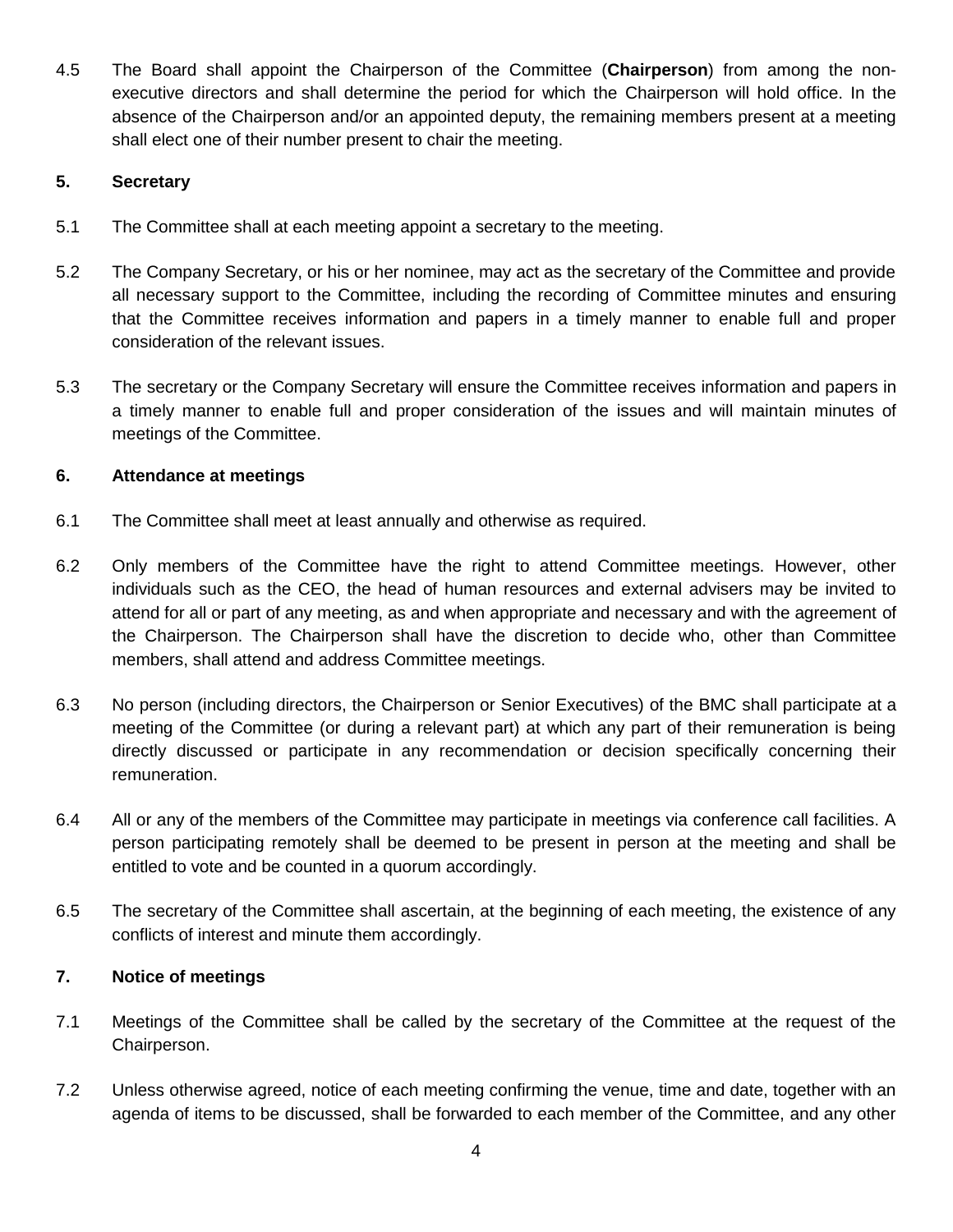4.5 The Board shall appoint the Chairperson of the Committee (**Chairperson**) from among the non-executive directors and shall determine the period for which the Chairperson will hold office. In the absence of the Chairperson and/or an appointed deputy, the remaining members present at a meeting shall elect one of their number present to chair the meeting.

**5. Secretary**

5.1 The Committee shall at each meeting appoint a secretary to the meeting.

5.2 The Company Secretary, or his or her nominee, may act as the secretary of the Committee and provide all necessary support to the Committee, including the recording of Committee minutes and ensuring that the Committee receives information and papers in a timely manner to enable full and proper consideration of the relevant issues.

5.3 The secretary or the Company Secretary will ensure the Committee receives information and papers in a timely manner to enable full and proper consideration of the issues and will maintain minutes of meetings of the Committee.

**6. Attendance at meetings**

6.1 The Committee shall meet at least annually and otherwise as required.

6.2 Only members of the Committee have the right to attend Committee meetings. However, other individuals such as the CEO, the head of human resources and external advisers may be invited to attend for all or part of any meeting, as and when appropriate and necessary and with the agreement of the Chairperson. The Chairperson shall have the discretion to decide who, other than Committee members, shall attend and address Committee meetings.

6.3 No person (including directors, the Chairperson or Senior Executives) of the BMC shall participate at a meeting of the Committee (or during a relevant part) at which any part of their remuneration is being directly discussed or participate in any recommendation or decision specifically concerning their remuneration.

6.4 All or any of the members of the Committee may participate in meetings via conference call facilities. A person participating remotely shall be deemed to be present in person at the meeting and shall be entitled to vote and be counted in a quorum accordingly.

6.5 The secretary of the Committee shall ascertain, at the beginning of each meeting, the existence of any conflicts of interest and minute them accordingly.

**7. Notice of meetings**

7.1 Meetings of the Committee shall be called by the secretary of the Committee at the request of the Chairperson.

7.2 Unless otherwise agreed, notice of each meeting confirming the venue, time and date, together with an agenda of items to be discussed, shall be forwarded to each member of the Committee, and any other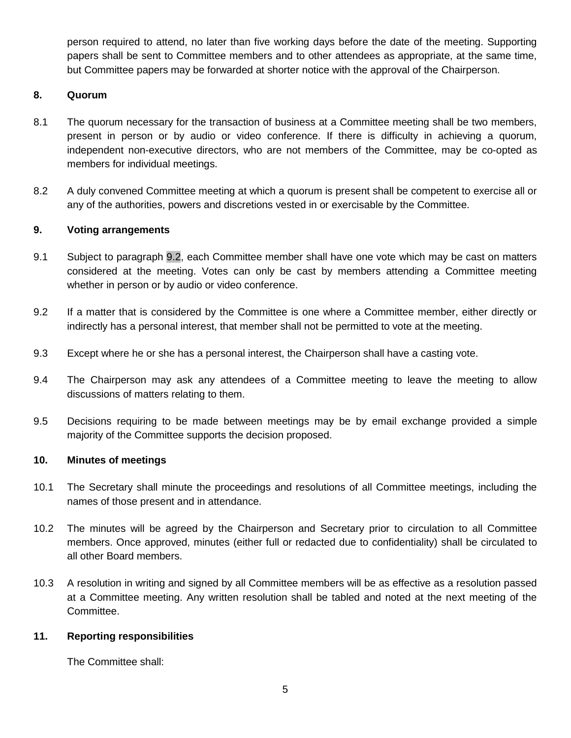person required to attend, no later than five working days before the date of the meeting. Supporting papers shall be sent to Committee members and to other attendees as appropriate, at the same time, but Committee papers may be forwarded at shorter notice with the approval of the Chairperson.

## 8. Quorum

8.1 The quorum necessary for the transaction of business at a Committee meeting shall be two members, present in person or by audio or video conference. If there is difficulty in achieving a quorum, independent non-executive directors, who are not members of the Committee, may be co-opted as members for individual meetings.

8.2 A duly convened Committee meeting at which a quorum is present shall be competent to exercise all or any of the authorities, powers and discretions vested in or exercisable by the Committee.

## 9. Voting arrangements

9.1 Subject to paragraph 9.2, each Committee member shall have one vote which may be cast on matters considered at the meeting. Votes can only be cast by members attending a Committee meeting whether in person or by audio or video conference.

9.2 If a matter that is considered by the Committee is one where a Committee member, either directly or indirectly has a personal interest, that member shall not be permitted to vote at the meeting.

9.3 Except where he or she has a personal interest, the Chairperson shall have a casting vote.

9.4 The Chairperson may ask any attendees of a Committee meeting to leave the meeting to allow discussions of matters relating to them.

9.5 Decisions requiring to be made between meetings may be by email exchange provided a simple majority of the Committee supports the decision proposed.

## 10. Minutes of meetings

10.1 The Secretary shall minute the proceedings and resolutions of all Committee meetings, including the names of those present and in attendance.

10.2 The minutes will be agreed by the Chairperson and Secretary prior to circulation to all Committee members. Once approved, minutes (either full or redacted due to confidentiality) shall be circulated to all other Board members.

10.3 A resolution in writing and signed by all Committee members will be as effective as a resolution passed at a Committee meeting. Any written resolution shall be tabled and noted at the next meeting of the Committee.

## 11. Reporting responsibilities

The Committee shall: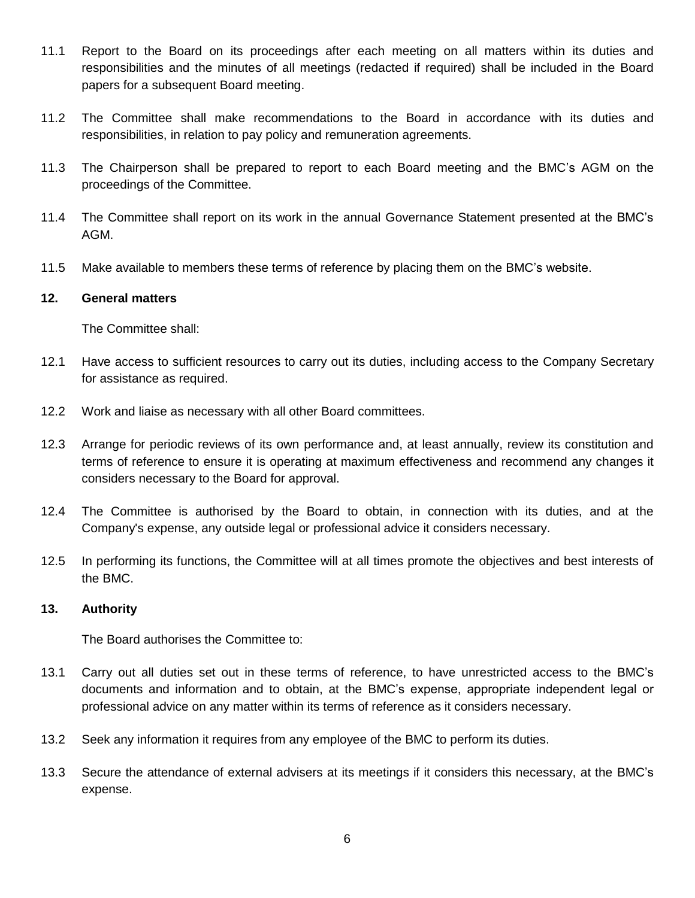11.1 Report to the Board on its proceedings after each meeting on all matters within its duties and responsibilities and the minutes of all meetings (redacted if required) shall be included in the Board papers for a subsequent Board meeting.

11.2 The Committee shall make recommendations to the Board in accordance with its duties and responsibilities, in relation to pay policy and remuneration agreements.

11.3 The Chairperson shall be prepared to report to each Board meeting and the BMC's AGM on the proceedings of the Committee.

11.4 The Committee shall report on its work in the annual Governance Statement presented at the BMC's AGM.

11.5 Make available to members these terms of reference by placing them on the BMC's website.

**12. General matters**

The Committee shall:

12.1 Have access to sufficient resources to carry out its duties, including access to the Company Secretary for assistance as required.

12.2 Work and liaise as necessary with all other Board committees.

12.3 Arrange for periodic reviews of its own performance and, at least annually, review its constitution and terms of reference to ensure it is operating at maximum effectiveness and recommend any changes it considers necessary to the Board for approval.

12.4 The Committee is authorised by the Board to obtain, in connection with its duties, and at the Company's expense, any outside legal or professional advice it considers necessary.

12.5 In performing its functions, the Committee will at all times promote the objectives and best interests of the BMC.

**13. Authority**

The Board authorises the Committee to:

13.1 Carry out all duties set out in these terms of reference, to have unrestricted access to the BMC's documents and information and to obtain, at the BMC's expense, appropriate independent legal or professional advice on any matter within its terms of reference as it considers necessary.

13.2 Seek any information it requires from any employee of the BMC to perform its duties.

13.3 Secure the attendance of external advisers at its meetings if it considers this necessary, at the BMC's expense.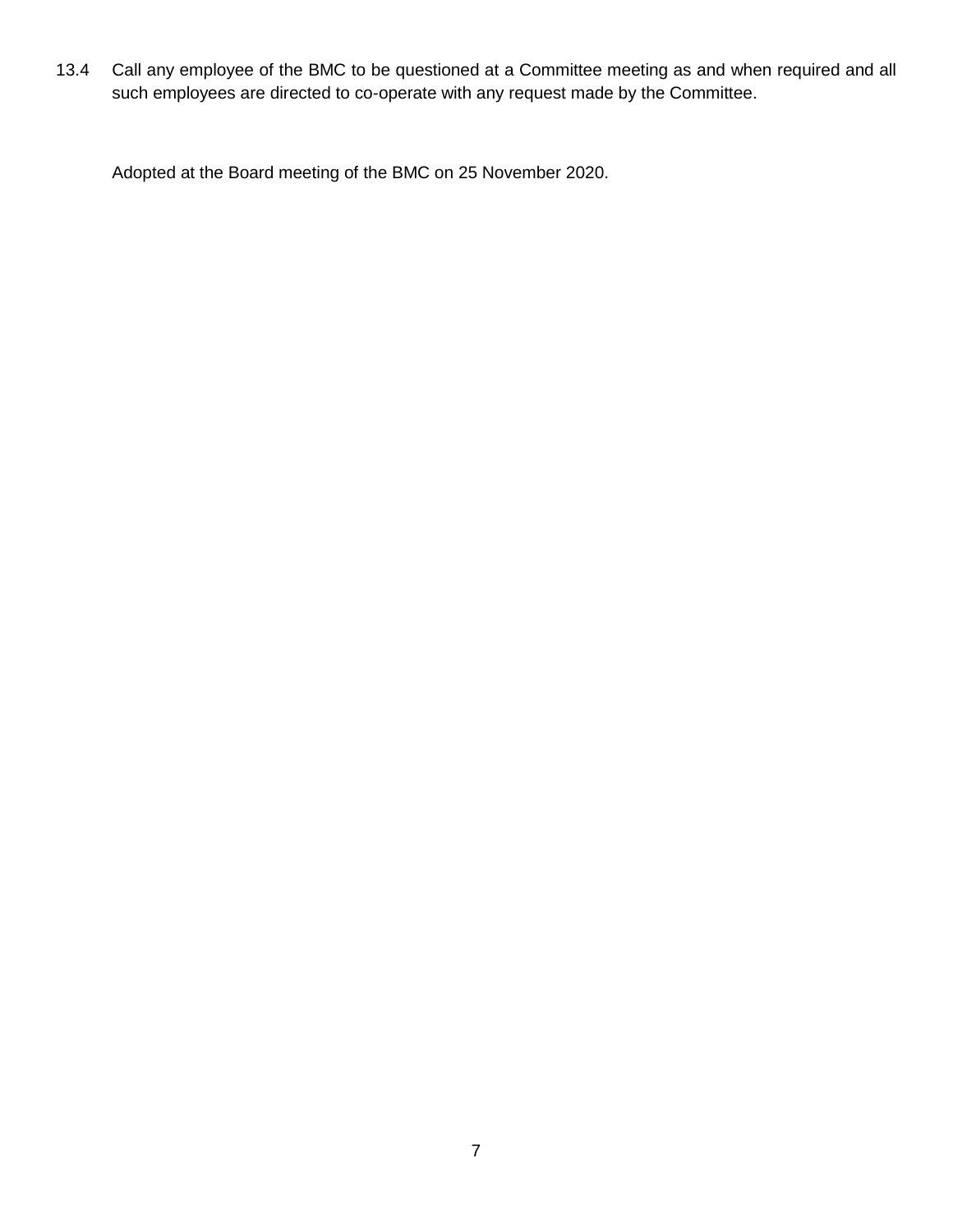13.4 Call any employee of the BMC to be questioned at a Committee meeting as and when required and all such employees are directed to co-operate with any request made by the Committee.

Adopted at the Board meeting of the BMC on 25 November 2020.